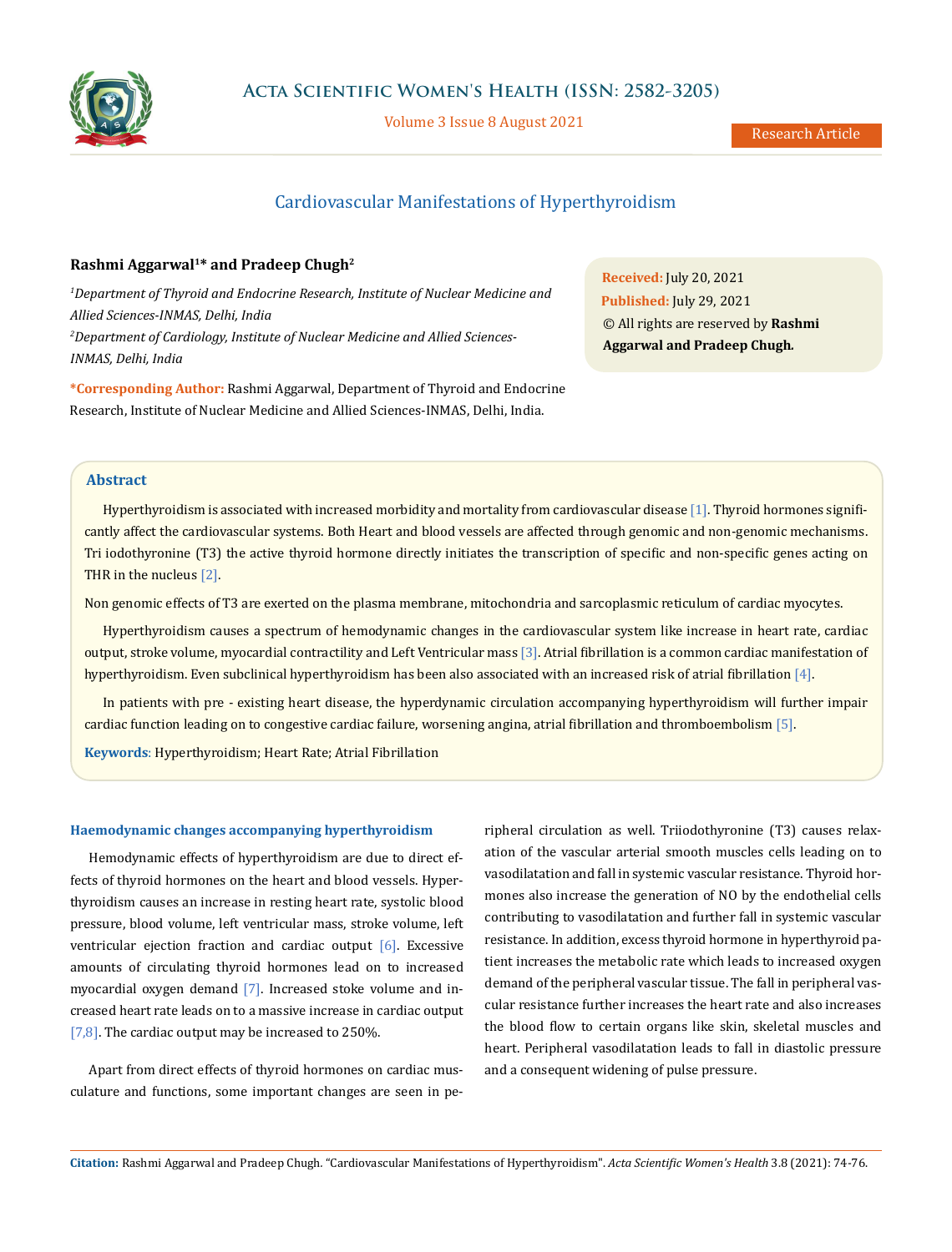# Cardiovascular Manifestations of Hyperthyroidism

**Rashmi Aggarwal[1]* and Pradeep Chugh[2]**

*[1]Department of Thyroid and Endocrine Research, Institute of Nuclear Medicine and Allied Sciences-INMAS, Delhi, India*

*[2]Department of Cardiology, Institute of Nuclear Medicine and Allied Sciences-INMAS, Delhi, India*

***Corresponding Author:** Rashmi Aggarwal, Department of Thyroid and Endocrine Research, Institute of Nuclear Medicine and Allied Sciences-INMAS, Delhi, India.

**Received:** July 20, 2021
**Published:** July 29, 2021
© All rights are reserved by **Rashmi Aggarwal and Pradeep Chugh.**

## Abstract

Hyperthyroidism is associated with increased morbidity and mortality from cardiovascular disease [1]. Thyroid hormones significantly affect the cardiovascular systems. Both Heart and blood vessels are affected through genomic and non-genomic mechanisms. Tri iodothyronine (T3) the active thyroid hormone directly initiates the transcription of specific and non-specific genes acting on THR in the nucleus [2].

Non genomic effects of T3 are exerted on the plasma membrane, mitochondria and sarcoplasmic reticulum of cardiac myocytes.

Hyperthyroidism causes a spectrum of hemodynamic changes in the cardiovascular system like increase in heart rate, cardiac output, stroke volume, myocardial contractility and Left Ventricular mass [3]. Atrial fibrillation is a common cardiac manifestation of hyperthyroidism. Even subclinical hyperthyroidism has been also associated with an increased risk of atrial fibrillation [4].

In patients with pre - existing heart disease, the hyperdynamic circulation accompanying hyperthyroidism will further impair cardiac function leading on to congestive cardiac failure, worsening angina, atrial fibrillation and thromboembolism [5].

**Keywords**: Hyperthyroidism; Heart Rate; Atrial Fibrillation

### Haemodynamic changes accompanying hyperthyroidism

Hemodynamic effects of hyperthyroidism are due to direct effects of thyroid hormones on the heart and blood vessels. Hyperthyroidism causes an increase in resting heart rate, systolic blood pressure, blood volume, left ventricular mass, stroke volume, left ventricular ejection fraction and cardiac output [6]. Excessive amounts of circulating thyroid hormones lead on to increased myocardial oxygen demand [7]. Increased stoke volume and increased heart rate leads on to a massive increase in cardiac output [7,8]. The cardiac output may be increased to 250%.

Apart from direct effects of thyroid hormones on cardiac musculature and functions, some important changes are seen in peripheral circulation as well. Triiodothyronine (T3) causes relaxation of the vascular arterial smooth muscles cells leading on to vasodilatation and fall in systemic vascular resistance. Thyroid hormones also increase the generation of NO by the endothelial cells contributing to vasodilatation and further fall in systemic vascular resistance. In addition, excess thyroid hormone in hyperthyroid patient increases the metabolic rate which leads to increased oxygen demand of the peripheral vascular tissue. The fall in peripheral vascular resistance further increases the heart rate and also increases the blood flow to certain organs like skin, skeletal muscles and heart. Peripheral vasodilatation leads to fall in diastolic pressure and a consequent widening of pulse pressure.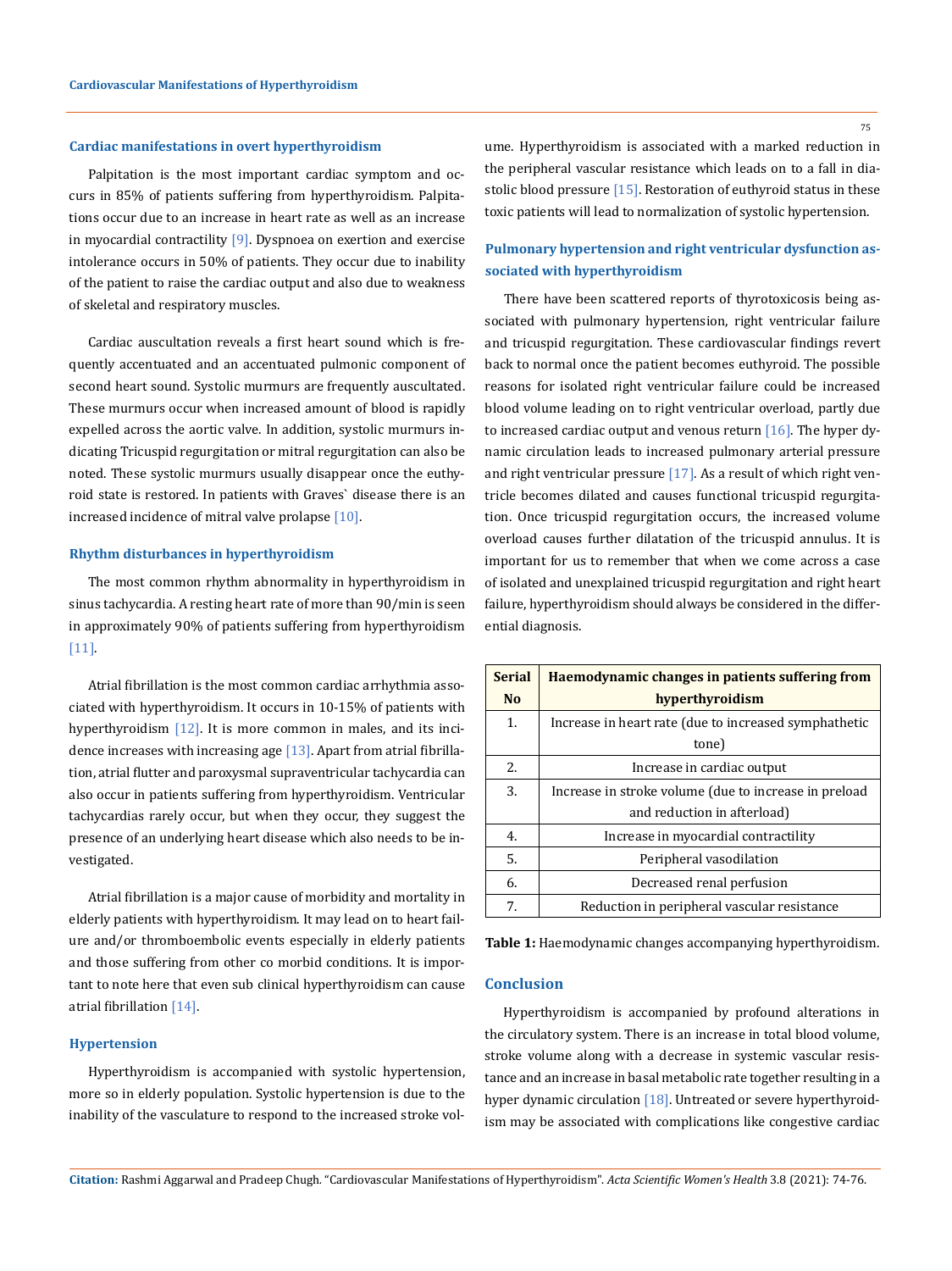### Cardiac manifestations in overt hyperthyroidism

Palpitation is the most important cardiac symptom and occurs in 85% of patients suffering from hyperthyroidism. Palpitations occur due to an increase in heart rate as well as an increase in myocardial contractility [9]. Dyspnoea on exertion and exercise intolerance occurs in 50% of patients. They occur due to inability of the patient to raise the cardiac output and also due to weakness of skeletal and respiratory muscles.

Cardiac auscultation reveals a first heart sound which is frequently accentuated and an accentuated pulmonic component of second heart sound. Systolic murmurs are frequently auscultated. These murmurs occur when increased amount of blood is rapidly expelled across the aortic valve. In addition, systolic murmurs indicating Tricuspid regurgitation or mitral regurgitation can also be noted. These systolic murmurs usually disappear once the euthyroid state is restored. In patients with Graves` disease there is an increased incidence of mitral valve prolapse [10].

### Rhythm disturbances in hyperthyroidism

The most common rhythm abnormality in hyperthyroidism in sinus tachycardia. A resting heart rate of more than 90/min is seen in approximately 90% of patients suffering from hyperthyroidism [11].

Atrial fibrillation is the most common cardiac arrhythmia associated with hyperthyroidism. It occurs in 10-15% of patients with hyperthyroidism [12]. It is more common in males, and its incidence increases with increasing age [13]. Apart from atrial fibrillation, atrial flutter and paroxysmal supraventricular tachycardia can also occur in patients suffering from hyperthyroidism. Ventricular tachycardias rarely occur, but when they occur, they suggest the presence of an underlying heart disease which also needs to be investigated.

Atrial fibrillation is a major cause of morbidity and mortality in elderly patients with hyperthyroidism. It may lead on to heart failure and/or thromboembolic events especially in elderly patients and those suffering from other co morbid conditions. It is important to note here that even sub clinical hyperthyroidism can cause atrial fibrillation [14].

### Hypertension

Hyperthyroidism is accompanied with systolic hypertension, more so in elderly population. Systolic hypertension is due to the inability of the vasculature to respond to the increased stroke volume. Hyperthyroidism is associated with a marked reduction in the peripheral vascular resistance which leads on to a fall in diastolic blood pressure [15]. Restoration of euthyroid status in these toxic patients will lead to normalization of systolic hypertension.

### Pulmonary hypertension and right ventricular dysfunction associated with hyperthyroidism

There have been scattered reports of thyrotoxicosis being associated with pulmonary hypertension, right ventricular failure and tricuspid regurgitation. These cardiovascular findings revert back to normal once the patient becomes euthyroid. The possible reasons for isolated right ventricular failure could be increased blood volume leading on to right ventricular overload, partly due to increased cardiac output and venous return [16]. The hyper dynamic circulation leads to increased pulmonary arterial pressure and right ventricular pressure [17]. As a result of which right ventricle becomes dilated and causes functional tricuspid regurgitation. Once tricuspid regurgitation occurs, the increased volume overload causes further dilatation of the tricuspid annulus. It is important for us to remember that when we come across a case of isolated and unexplained tricuspid regurgitation and right heart failure, hyperthyroidism should always be considered in the differential diagnosis.

| Serial No | Haemodynamic changes in patients suffering from hyperthyroidism |
|---|---|
| 1. | Increase in heart rate (due to increased symphathetic tone) |
| 2. | Increase in cardiac output |
| 3. | Increase in stroke volume (due to increase in preload and reduction in afterload) |
| 4. | Increase in myocardial contractility |
| 5. | Peripheral vasodilation |
| 6. | Decreased renal perfusion |
| 7. | Reduction in peripheral vascular resistance |

**Table 1:** Haemodynamic changes accompanying hyperthyroidism.

## Conclusion

Hyperthyroidism is accompanied by profound alterations in the circulatory system. There is an increase in total blood volume, stroke volume along with a decrease in systemic vascular resistance and an increase in basal metabolic rate together resulting in a hyper dynamic circulation [18]. Untreated or severe hyperthyroidism may be associated with complications like congestive cardiac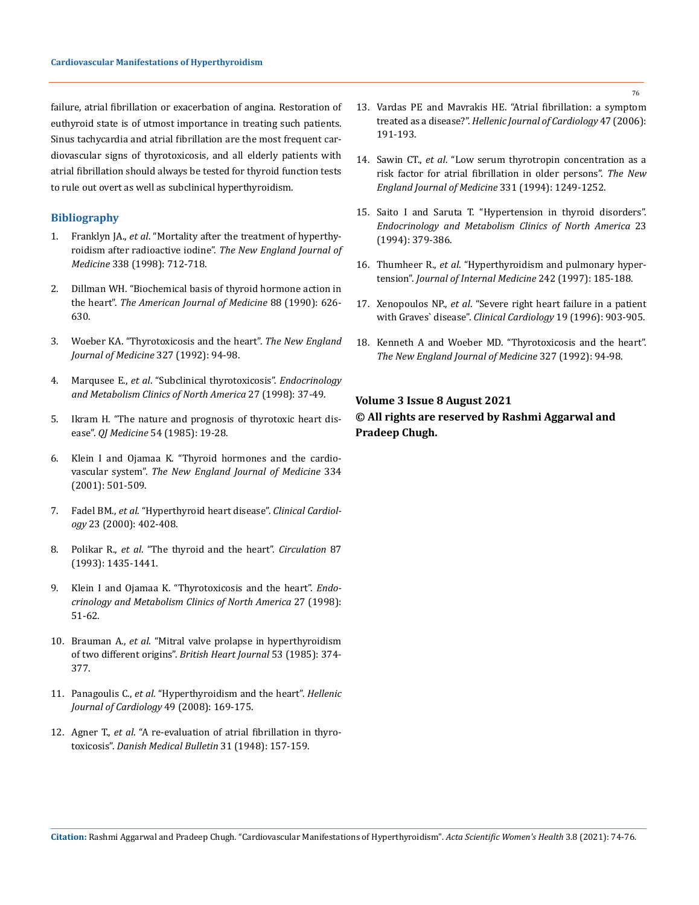failure, atrial fibrillation or exacerbation of angina. Restoration of euthyroid state is of utmost importance in treating such patients. Sinus tachycardia and atrial fibrillation are the most frequent cardiovascular signs of thyrotoxicosis, and all elderly patients with atrial fibrillation should always be tested for thyroid function tests to rule out overt as well as subclinical hyperthyroidism.

## Bibliography

1. Franklyn JA., *et al*. "Mortality after the treatment of hyperthyroidism after radioactive iodine". *The New England Journal of Medicine* 338 (1998): 712-718.
2. Dillman WH. "Biochemical basis of thyroid hormone action in the heart". *The American Journal of Medicine* 88 (1990): 626-630.
3. Woeber KA. "Thyrotoxicosis and the heart". *The New England Journal of Medicine* 327 (1992): 94-98.
4. Marqusee E., *et al*. "Subclinical thyrotoxicosis". *Endocrinology and Metabolism Clinics of North America* 27 (1998): 37-49.
5. Ikram H. "The nature and prognosis of thyrotoxic heart disease". *QJ Medicine* 54 (1985): 19-28.
6. Klein I and Ojamaa K. "Thyroid hormones and the cardiovascular system". *The New England Journal of Medicine* 334 (2001): 501-509.
7. Fadel BM., *et al*. "Hyperthyroid heart disease". *Clinical Cardiology* 23 (2000): 402-408.
8. Polikar R., *et al*. "The thyroid and the heart". *Circulation* 87 (1993): 1435-1441.
9. Klein I and Ojamaa K. "Thyrotoxicosis and the heart". *Endocrinology and Metabolism Clinics of North America* 27 (1998): 51-62.
10. Brauman A., *et al*. "Mitral valve prolapse in hyperthyroidism of two different origins". *British Heart Journal* 53 (1985): 374-377.
11. Panagoulis C., *et al*. "Hyperthyroidism and the heart". *Hellenic Journal of Cardiology* 49 (2008): 169-175.
12. Agner T., *et al*. "A re-evaluation of atrial fibrillation in thyrotoxicosis". *Danish Medical Bulletin* 31 (1948): 157-159.
13. Vardas PE and Mavrakis HE. "Atrial fibrillation: a symptom treated as a disease?". *Hellenic Journal of Cardiology* 47 (2006): 191-193.
14. Sawin CT., *et al*. "Low serum thyrotropin concentration as a risk factor for atrial fibrillation in older persons". *The New England Journal of Medicine* 331 (1994): 1249-1252.
15. Saito I and Saruta T. "Hypertension in thyroid disorders". *Endocrinology and Metabolism Clinics of North America* 23 (1994): 379-386.
16. Thumheer R., *et al*. "Hyperthyroidism and pulmonary hypertension". *Journal of Internal Medicine* 242 (1997): 185-188.
17. Xenopoulos NP., *et al*. "Severe right heart failure in a patient with Graves` disease". *Clinical Cardiology* 19 (1996): 903-905.
18. Kenneth A and Woeber MD. "Thyrotoxicosis and the heart". *The New England Journal of Medicine* 327 (1992): 94-98.

**Volume 3 Issue 8 August 2021**
**© All rights are reserved by Rashmi Aggarwal and Pradeep Chugh.**